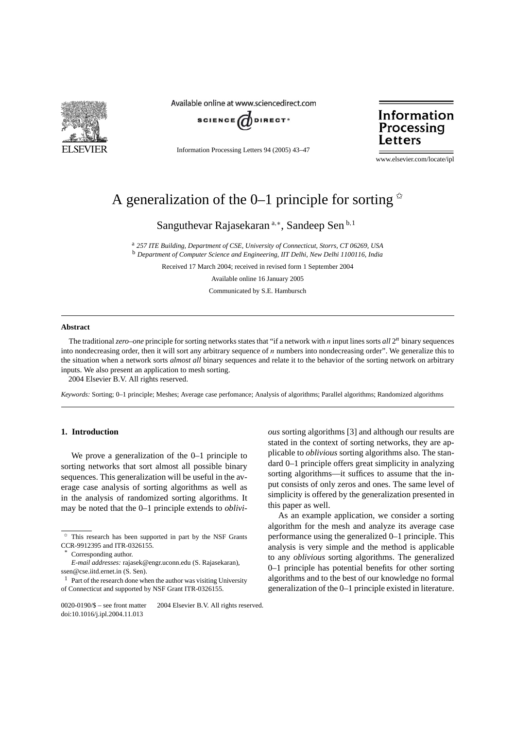# A generalization of the 0–1 principle for sorting ☆

Sanguthevar Rajasekaran [a,*], Sandeep Sen [b,1]

[a] *257 ITE Building, Department of CSE, University of Connecticut, Storrs, CT 06269, USA*
[b] *Department of Computer Science and Engineering, IIT Delhi, New Delhi 1100116, India*

Received 17 March 2004; received in revised form 1 September 2004

Available online 16 January 2005

Communicated by S.E. Hambursch

## Abstract

The traditional *zero–one* principle for sorting networks states that "if a network with $n$ input lines sorts *all* $2^n$ binary sequences into nondecreasing order, then it will sort any arbitrary sequence of $n$ numbers into nondecreasing order". We generalize this to the situation when a network sorts *almost all* binary sequences and relate it to the behavior of the sorting network on arbitrary inputs. We also present an application to mesh sorting.

2004 Elsevier B.V. All rights reserved.

*Keywords:* Sorting; 0–1 principle; Meshes; Average case perfomance; Analysis of algorithms; Parallel algorithms; Randomized algorithms

## 1. Introduction

We prove a generalization of the 0–1 principle to sorting networks that sort almost all possible binary sequences. This generalization will be useful in the average case analysis of sorting algorithms as well as in the analysis of randomized sorting algorithms. It may be noted that the 0–1 principle extends to *oblivious* sorting algorithms [3] and although our results are stated in the context of sorting networks, they are applicable to *oblivious* sorting algorithms also. The standard 0–1 principle offers great simplicity in analyzing sorting algorithms—it suffices to assume that the input consists of only zeros and ones. The same level of simplicity is offered by the generalization presented in this paper as well.

As an example application, we consider a sorting algorithm for the mesh and analyze its average case performance using the generalized 0–1 principle. This analysis is very simple and the method is applicable to any *oblivious* sorting algorithms. The generalized 0–1 principle has potential benefits for other sorting algorithms and to the best of our knowledge no formal generalization of the 0–1 principle existed in literature.

☆ This research has been supported in part by the NSF Grants CCR-9912395 and ITR-0326155.

\* Corresponding author.

*E-mail addresses:* rajasek@engr.uconn.edu (S. Rajasekaran), ssen@cse.iitd.ernet.in (S. Sen).

[1] Part of the research done when the author was visiting University of Connecticut and supported by NSF Grant ITR-0326155.

0020-0190/$ – see front matter 2004 Elsevier B.V. All rights reserved.
doi:10.1016/j.ipl.2004.11.013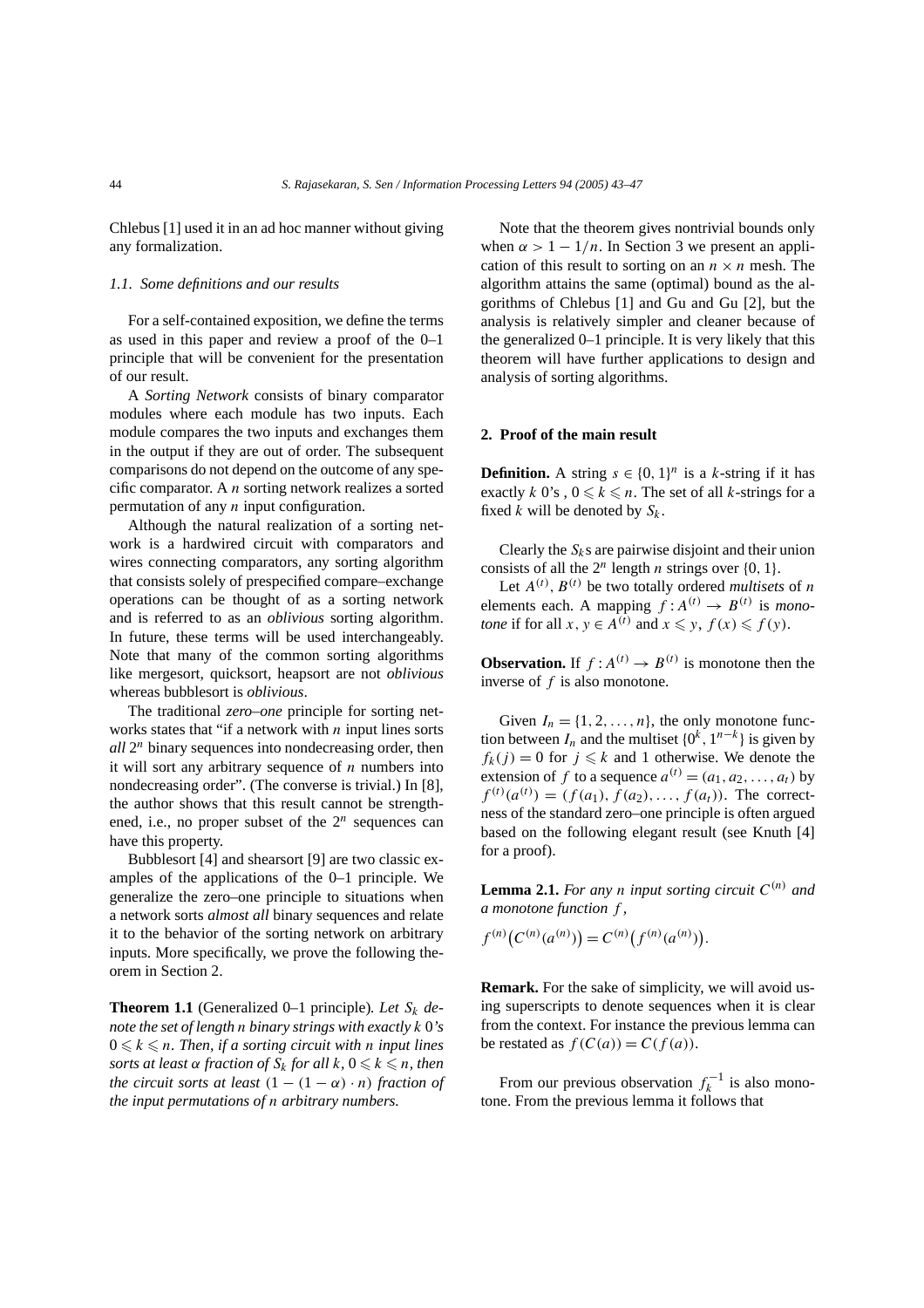Chlebus [1] used it in an ad hoc manner without giving any formalization.

### 1.1. Some definitions and our results

For a self-contained exposition, we define the terms as used in this paper and review a proof of the 0–1 principle that will be convenient for the presentation of our result.

A *Sorting Network* consists of binary comparator modules where each module has two inputs. Each module compares the two inputs and exchanges them in the output if they are out of order. The subsequent comparisons do not depend on the outcome of any specific comparator. A $n$ sorting network realizes a sorted permutation of any $n$ input configuration.

Although the natural realization of a sorting network is a hardwired circuit with comparators and wires connecting comparators, any sorting algorithm that consists solely of prespecified compare–exchange operations can be thought of as a sorting network and is referred to as an *oblivious* sorting algorithm. In future, these terms will be used interchangeably. Note that many of the common sorting algorithms like mergesort, quicksort, heapsort are not *oblivious* whereas bubblesort is *oblivious*.

The traditional *zero–one* principle for sorting networks states that "if a network with $n$ input lines sorts *all* $2^n$ binary sequences into nondecreasing order, then it will sort any arbitrary sequence of $n$ numbers into nondecreasing order". (The converse is trivial.) In [8], the author shows that this result cannot be strengthened, i.e., no proper subset of the $2^n$ sequences can have this property.

Bubblesort [4] and shearsort [9] are two classic examples of the applications of the 0–1 principle. We generalize the zero–one principle to situations when a network sorts *almost all* binary sequences and relate it to the behavior of the sorting network on arbitrary inputs. More specifically, we prove the following theorem in Section 2.

**Theorem 1.1** (Generalized 0–1 principle). *Let $S_k$ denote the set of length $n$ binary strings with exactly $k$ 0's $0 \leqslant k \leqslant n$. Then, if a sorting circuit with $n$ input lines sorts at least $\alpha$ fraction of $S_k$ for all $k$, $0 \leqslant k \leqslant n$, then the circuit sorts at least $(1 - (1 - \alpha) \cdot n)$ fraction of the input permutations of $n$ arbitrary numbers.*

Note that the theorem gives nontrivial bounds only when $\alpha > 1 - 1/n$. In Section 3 we present an application of this result to sorting on an $n \times n$ mesh. The algorithm attains the same (optimal) bound as the algorithms of Chlebus [1] and Gu and Gu [2], but the analysis is relatively simpler and cleaner because of the generalized 0–1 principle. It is very likely that this theorem will have further applications to design and analysis of sorting algorithms.

## 2. Proof of the main result

**Definition.** A string $s \in \{0, 1\}^n$ is a $k$-string if it has exactly $k$ 0's , $0 \leqslant k \leqslant n$. The set of all $k$-strings for a fixed $k$ will be denoted by $S_k$.

Clearly the $S_k$s are pairwise disjoint and their union consists of all the $2^n$ length $n$ strings over $\{0, 1\}$.

Let $A^{(t)}$, $B^{(t)}$ be two totally ordered *multisets* of $n$ elements each. A mapping $f : A^{(t)} \to B^{(t)}$ is *monotone* if for all $x, y \in A^{(t)}$ and $x \leqslant y$, $f(x) \leqslant f(y)$.

**Observation.** If $f : A^{(t)} \to B^{(t)}$ is monotone then the inverse of $f$ is also monotone.

Given $I_n = \{1, 2, \ldots, n\}$, the only monotone function between $I_n$ and the multiset $\{0^k, 1^{n-k}\}$ is given by $f_k(j) = 0$ for $j \leqslant k$ and 1 otherwise. We denote the extension of $f$ to a sequence $a^{(t)} = (a_1, a_2, \ldots, a_t)$ by $f^{(t)}(a^{(t)}) = (f(a_1), f(a_2), \ldots, f(a_t))$. The correctness of the standard zero–one principle is often argued based on the following elegant result (see Knuth [4] for a proof).

**Lemma 2.1.** *For any $n$ input sorting circuit $C^{(n)}$ and a monotone function $f$,*

$$f^{(n)}\big(C^{(n)}(a^{(n)})\big) = C^{(n)}\big(f^{(n)}(a^{(n)})\big).$$

**Remark.** For the sake of simplicity, we will avoid using superscripts to denote sequences when it is clear from the context. For instance the previous lemma can be restated as $f(C(a)) = C(f(a))$.

From our previous observation $f_k^{-1}$ is also monotone. From the previous lemma it follows that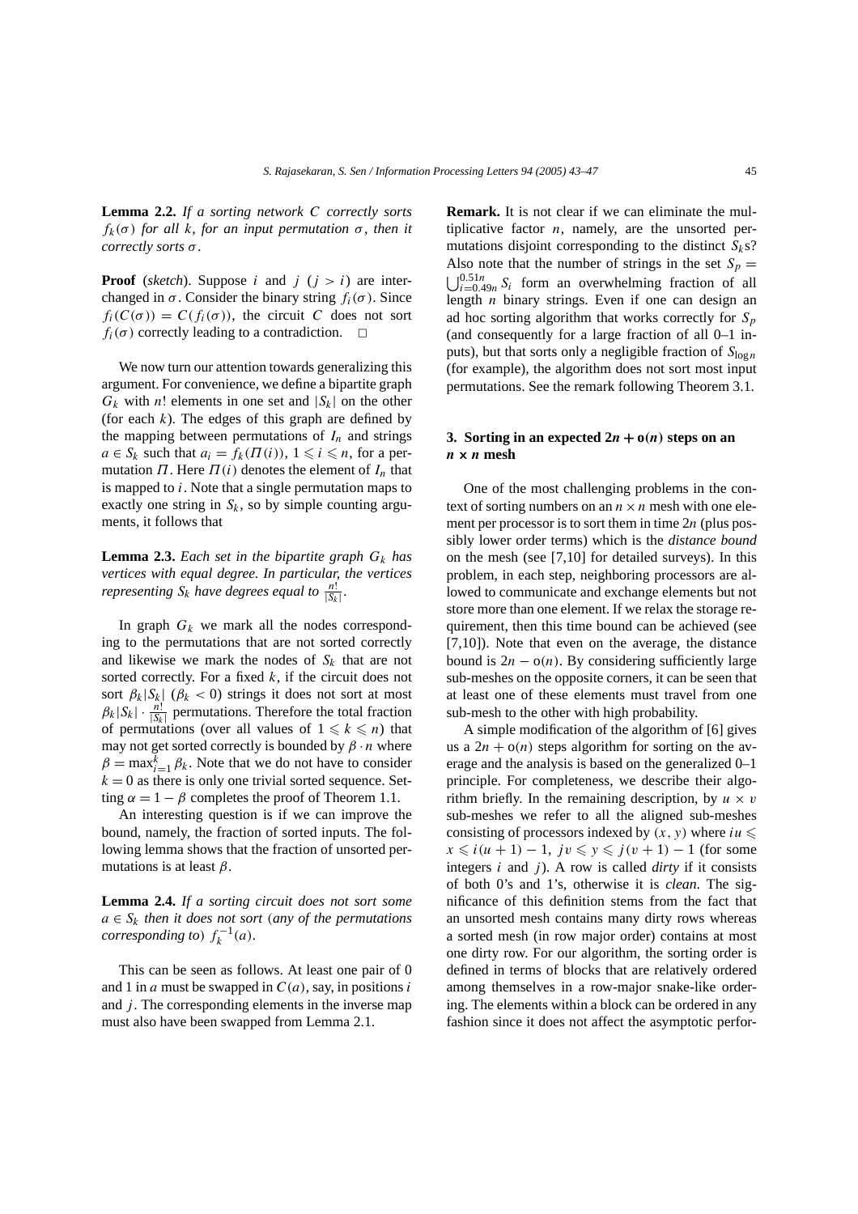**Lemma 2.2.** *If a sorting network $C$ correctly sorts $f_k(\sigma)$ for all $k$, for an input permutation $\sigma$, then it correctly sorts $\sigma$.*

**Proof** (*sketch*). Suppose $i$ and $j$ ($j > i$) are interchanged in $\sigma$. Consider the binary string $f_i(\sigma)$. Since $f_i(C(\sigma)) = C(f_i(\sigma))$, the circuit $C$ does not sort $f_i(\sigma)$ correctly leading to a contradiction. □

We now turn our attention towards generalizing this argument. For convenience, we define a bipartite graph $G_k$ with $n!$ elements in one set and $|S_k|$ on the other (for each $k$). The edges of this graph are defined by the mapping between permutations of $I_n$ and strings $a \in S_k$ such that $a_i = f_k(\Pi(i))$, $1 \leqslant i \leqslant n$, for a permutation $\Pi$. Here $\Pi(i)$ denotes the element of $I_n$ that is mapped to $i$. Note that a single permutation maps to exactly one string in $S_k$, so by simple counting arguments, it follows that

**Lemma 2.3.** *Each set in the bipartite graph $G_k$ has vertices with equal degree. In particular, the vertices representing $S_k$ have degrees equal to $\frac{n!}{|S_k|}$.*

In graph $G_k$ we mark all the nodes corresponding to the permutations that are not sorted correctly and likewise we mark the nodes of $S_k$ that are not sorted correctly. For a fixed $k$, if the circuit does not sort $\beta_k|S_k|$ ($\beta_k < 0$) strings it does not sort at most $\beta_k|S_k| \cdot \frac{n!}{|S_k|}$ permutations. Therefore the total fraction of permutations (over all values of $1 \leqslant k \leqslant n$) that may not get sorted correctly is bounded by $\beta \cdot n$ where $\beta = \max_{i=1}^{k} \beta_k$. Note that we do not have to consider $k = 0$ as there is only one trivial sorted sequence. Setting $\alpha = 1 - \beta$ completes the proof of Theorem 1.1.

An interesting question is if we can improve the bound, namely, the fraction of sorted inputs. The following lemma shows that the fraction of unsorted permutations is at least $\beta$.

**Lemma 2.4.** *If a sorting circuit does not sort some $a \in S_k$ then it does not sort* (*any of the permutations corresponding to*) $f_k^{-1}(a)$.

This can be seen as follows. At least one pair of 0 and 1 in $a$ must be swapped in $C(a)$, say, in positions $i$ and $j$. The corresponding elements in the inverse map must also have been swapped from Lemma 2.1.

**Remark.** It is not clear if we can eliminate the multiplicative factor $n$, namely, are the unsorted permutations disjoint corresponding to the distinct $S_k$s? Also note that the number of strings in the set $S_p = \bigcup_{i=0.49n}^{0.51n} S_i$ form an overwhelming fraction of all length $n$ binary strings. Even if one can design an ad hoc sorting algorithm that works correctly for $S_p$ (and consequently for a large fraction of all 0–1 inputs), but that sorts only a negligible fraction of $S_{\log n}$ (for example), the algorithm does not sort most input permutations. See the remark following Theorem 3.1.

## 3. Sorting in an expected $2n + o(n)$ steps on an $n \times n$ mesh

One of the most challenging problems in the context of sorting numbers on an $n \times n$ mesh with one element per processor is to sort them in time $2n$ (plus possibly lower order terms) which is the *distance bound* on the mesh (see [7,10] for detailed surveys). In this problem, in each step, neighboring processors are allowed to communicate and exchange elements but not store more than one element. If we relax the storage requirement, then this time bound can be achieved (see [7,10]). Note that even on the average, the distance bound is $2n - o(n)$. By considering sufficiently large sub-meshes on the opposite corners, it can be seen that at least one of these elements must travel from one sub-mesh to the other with high probability.

A simple modification of the algorithm of [6] gives us a $2n + o(n)$ steps algorithm for sorting on the average and the analysis is based on the generalized 0–1 principle. For completeness, we describe their algorithm briefly. In the remaining description, by $u \times v$ sub-meshes we refer to all the aligned sub-meshes consisting of processors indexed by $(x, y)$ where $iu \leqslant x \leqslant i(u + 1) - 1$, $jv \leqslant y \leqslant j(v + 1) - 1$ (for some integers $i$ and $j$). A row is called *dirty* if it consists of both 0's and 1's, otherwise it is *clean*. The significance of this definition stems from the fact that an unsorted mesh contains many dirty rows whereas a sorted mesh (in row major order) contains at most one dirty row. For our algorithm, the sorting order is defined in terms of blocks that are relatively ordered among themselves in a row-major snake-like ordering. The elements within a block can be ordered in any fashion since it does not affect the asymptotic perfor-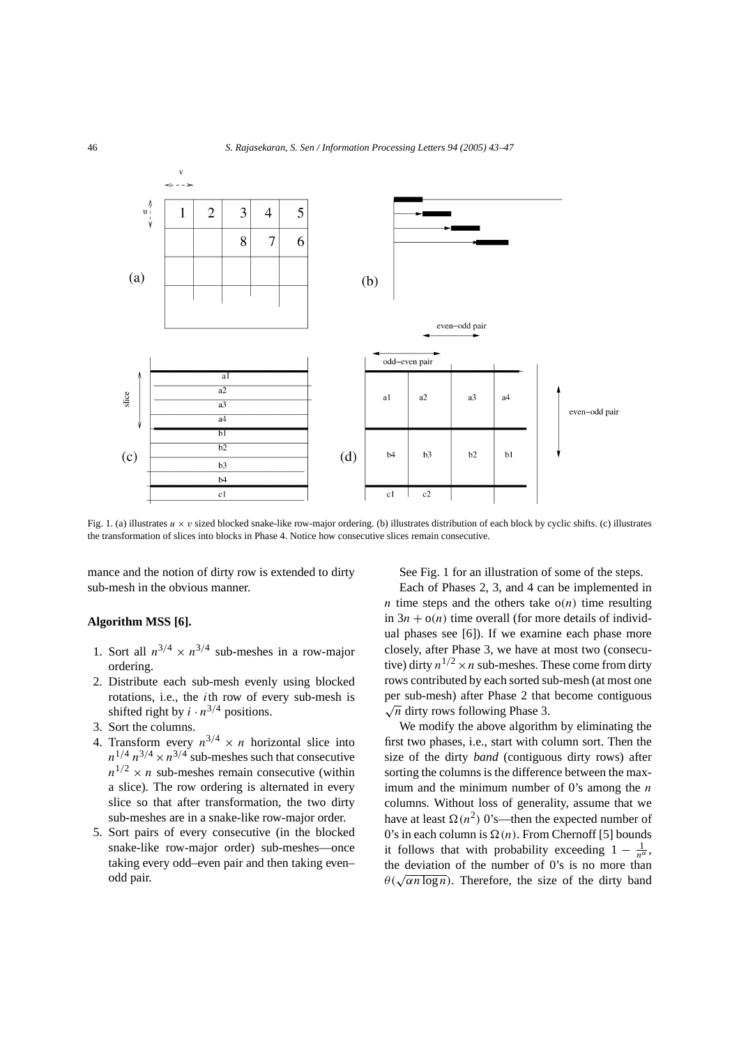Fig. 1. (a) illustrates $u \times v$ sized blocked snake-like row-major ordering. (b) illustrates distribution of each block by cyclic shifts. (c) illustrates the transformation of slices into blocks in Phase 4. Notice how consecutive slices remain consecutive.

mance and the notion of dirty row is extended to dirty sub-mesh in the obvious manner.

**Algorithm MSS [6].**

1. Sort all $n^{3/4} \times n^{3/4}$ sub-meshes in a row-major ordering.
2. Distribute each sub-mesh evenly using blocked rotations, i.e., the $i$th row of every sub-mesh is shifted right by $i \cdot n^{3/4}$ positions.
3. Sort the columns.
4. Transform every $n^{3/4} \times n$ horizontal slice into $n^{1/4}$ $n^{3/4} \times n^{3/4}$ sub-meshes such that consecutive $n^{1/2} \times n$ sub-meshes remain consecutive (within a slice). The row ordering is alternated in every slice so that after transformation, the two dirty sub-meshes are in a snake-like row-major order.
5. Sort pairs of every consecutive (in the blocked snake-like row-major order) sub-meshes—once taking every odd–even pair and then taking even–odd pair.

See Fig. 1 for an illustration of some of the steps.

Each of Phases 2, 3, and 4 can be implemented in $n$ time steps and the others take $o(n)$ time resulting in $3n + o(n)$ time overall (for more details of individual phases see [6]). If we examine each phase more closely, after Phase 3, we have at most two (consecutive) dirty $n^{1/2} \times n$ sub-meshes. These come from dirty rows contributed by each sorted sub-mesh (at most one per sub-mesh) after Phase 2 that become contiguous $\sqrt{n}$ dirty rows following Phase 3.

We modify the above algorithm by eliminating the first two phases, i.e., start with column sort. Then the size of the dirty *band* (contiguous dirty rows) after sorting the columns is the difference between the maximum and the minimum number of 0's among the $n$ columns. Without loss of generality, assume that we have at least $\Omega(n^2)$ 0's—then the expected number of 0's in each column is $\Omega(n)$. From Chernoff [5] bounds it follows that with probability exceeding $1 - \frac{1}{n^{\alpha}}$, the deviation of the number of 0's is no more than $\theta(\sqrt{\alpha n \log n})$. Therefore, the size of the dirty band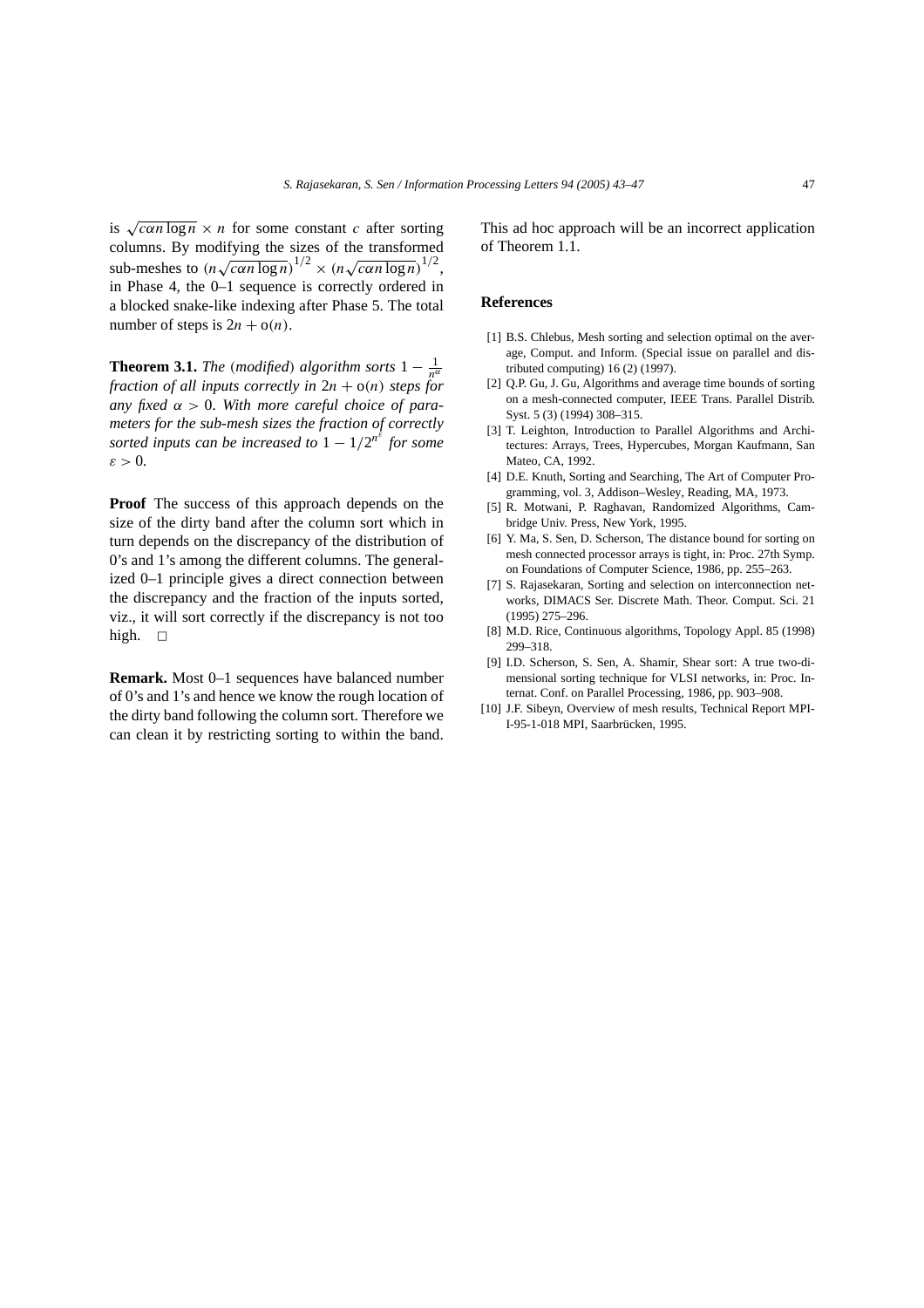is $\sqrt{c\alpha n \log n} \times n$ for some constant $c$ after sorting columns. By modifying the sizes of the transformed sub-meshes to $(n\sqrt{c\alpha n \log n})^{1/2} \times (n\sqrt{c\alpha n \log n})^{1/2}$, in Phase 4, the 0–1 sequence is correctly ordered in a blocked snake-like indexing after Phase 5. The total number of steps is $2n + o(n)$.

**Theorem 3.1.** *The* (*modified*) *algorithm sorts* $1 - \frac{1}{n^{\alpha}}$ *fraction of all inputs correctly in* $2n + o(n)$ *steps for any fixed* $\alpha > 0$. *With more careful choice of parameters for the sub-mesh sizes the fraction of correctly sorted inputs can be increased to* $1 - 1/2^{n^{\varepsilon}}$ *for some* $\varepsilon > 0$.

**Proof** The success of this approach depends on the size of the dirty band after the column sort which in turn depends on the discrepancy of the distribution of 0's and 1's among the different columns. The generalized 0–1 principle gives a direct connection between the discrepancy and the fraction of the inputs sorted, viz., it will sort correctly if the discrepancy is not too high. □

**Remark.** Most 0–1 sequences have balanced number of 0's and 1's and hence we know the rough location of the dirty band following the column sort. Therefore we can clean it by restricting sorting to within the band. This ad hoc approach will be an incorrect application of Theorem 1.1.

## References

[1] B.S. Chlebus, Mesh sorting and selection optimal on the average, Comput. and Inform. (Special issue on parallel and distributed computing) 16 (2) (1997).

[2] Q.P. Gu, J. Gu, Algorithms and average time bounds of sorting on a mesh-connected computer, IEEE Trans. Parallel Distrib. Syst. 5 (3) (1994) 308–315.

[3] T. Leighton, Introduction to Parallel Algorithms and Architectures: Arrays, Trees, Hypercubes, Morgan Kaufmann, San Mateo, CA, 1992.

[4] D.E. Knuth, Sorting and Searching, The Art of Computer Programming, vol. 3, Addison–Wesley, Reading, MA, 1973.

[5] R. Motwani, P. Raghavan, Randomized Algorithms, Cambridge Univ. Press, New York, 1995.

[6] Y. Ma, S. Sen, D. Scherson, The distance bound for sorting on mesh connected processor arrays is tight, in: Proc. 27th Symp. on Foundations of Computer Science, 1986, pp. 255–263.

[7] S. Rajasekaran, Sorting and selection on interconnection networks, DIMACS Ser. Discrete Math. Theor. Comput. Sci. 21 (1995) 275–296.

[8] M.D. Rice, Continuous algorithms, Topology Appl. 85 (1998) 299–318.

[9] I.D. Scherson, S. Sen, A. Shamir, Shear sort: A true two-dimensional sorting technique for VLSI networks, in: Proc. Internat. Conf. on Parallel Processing, 1986, pp. 903–908.

[10] J.F. Sibeyn, Overview of mesh results, Technical Report MPI-I-95-1-018 MPI, Saarbrücken, 1995.